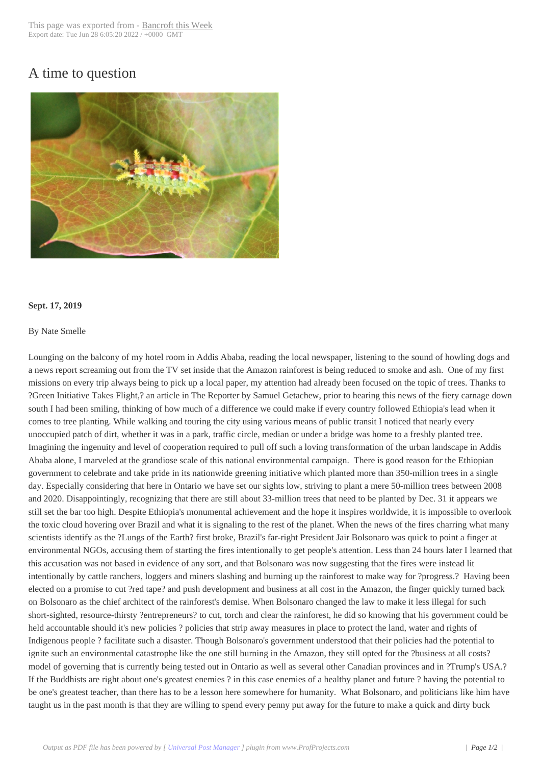# A time to question

**Sept. 17, 2019**

By Nate Smelle

Lounging on the balcony of my hotel room in Addis Ababa, reading the local newspaper, listening to the sound of howling dogs and a news report screaming out from the TV set inside that the Amazon rainforest is being reduced to smoke and ash. One of my first missions on every trip always being to pick up a local paper, my attention had already been focused on the topic of trees. Thanks to ?Green Initiative Takes Flight,? an article in The Reporter by Samuel Getachew, prior to hearing this news of the fiery carnage down south I had been smiling, thinking of how much of a difference we could make if every country followed Ethiopia's lead when it comes to tree planting. While walking and touring the city using various means of public transit I noticed that nearly every unoccupied patch of dirt, whether it was in a park, traffic circle, median or under a bridge was home to a freshly planted tree. Imagining the ingenuity and level of cooperation required to pull off such a loving transformation of the urban landscape in Addis Ababa alone, I marveled at the grandiose scale of this national environmental campaign. There is good reason for the Ethiopian government to celebrate and take pride in its nationwide greening initiative which planted more than 350-million trees in a single day. Especially considering that here in Ontario we have set our sights low, striving to plant a mere 50-million trees between 2008 and 2020. Disappointingly, recognizing that there are still about 33-million trees that need to be planted by Dec. 31 it appears we still set the bar too high. Despite Ethiopia's monumental achievement and the hope it inspires worldwide, it is impossible to overlook the toxic cloud hovering over Brazil and what it is signaling to the rest of the planet. When the news of the fires charring what many scientists identify as the ?Lungs of the Earth? first broke, Brazil's far-right President Jair Bolsonaro was quick to point a finger at environmental NGOs, accusing them of starting the fires intentionally to get people's attention. Less than 24 hours later I learned that this accusation was not based in evidence of any sort, and that Bolsonaro was now suggesting that the fires were instead lit intentionally by cattle ranchers, loggers and miners slashing and burning up the rainforest to make way for ?progress.? Having been elected on a promise to cut ?red tape? and push development and business at all cost in the Amazon, the finger quickly turned back on Bolsonaro as the chief architect of the rainforest's demise. When Bolsonaro changed the law to make it less illegal for such short-sighted, resource-thirsty ?entrepreneurs? to cut, torch and clear the rainforest, he did so knowing that his government could be held accountable should it's new policies ? policies that strip away measures in place to protect the land, water and rights of Indigenous people ? facilitate such a disaster. Though Bolsonaro's government understood that their policies had the potential to ignite such an environmental catastrophe like the one still burning in the Amazon, they still opted for the ?business at all costs? model of governing that is currently being tested out in Ontario as well as several other Canadian provinces and in ?Trump's USA.? If the Buddhists are right about one's greatest enemies ? in this case enemies of a healthy planet and future ? having the potential to be one's greatest teacher, than there has to be a lesson here somewhere for humanity. What Bolsonaro, and politicians like him have taught us in the past month is that they are willing to spend every penny put away for the future to make a quick and dirty buck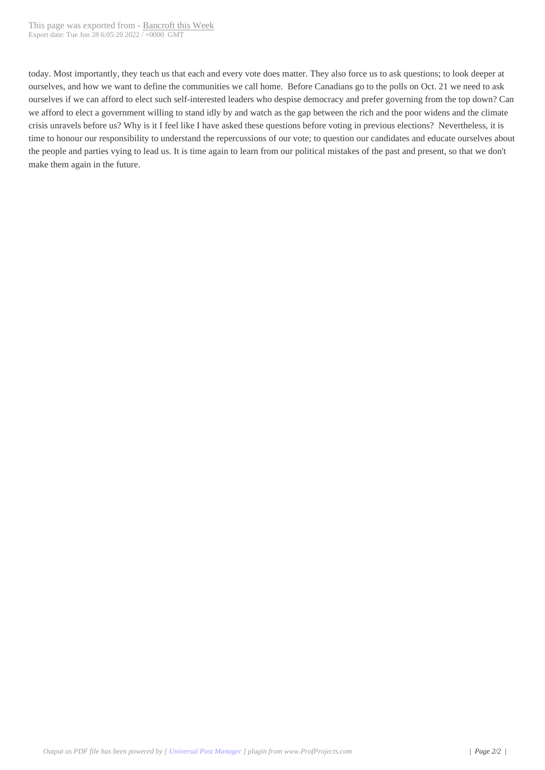today. Most importantly, they teach us that each and every vote does matter. They also force us to ask questions; to look deeper at ourselves, and how we want to define the communities we call home. Before Canadians go to the polls on Oct. 21 we need to ask ourselves if we can afford to elect such self-interested leaders who despise democracy and prefer governing from the top down? Can we afford to elect a government willing to stand idly by and watch as the gap between the rich and the poor widens and the climate crisis unravels before us? Why is it I feel like I have asked these questions before voting in previous elections? Nevertheless, it is time to honour our responsibility to understand the repercussions of our vote; to question our candidates and educate ourselves about the people and parties vying to lead us. It is time again to learn from our political mistakes of the past and present, so that we don't make them again in the future.